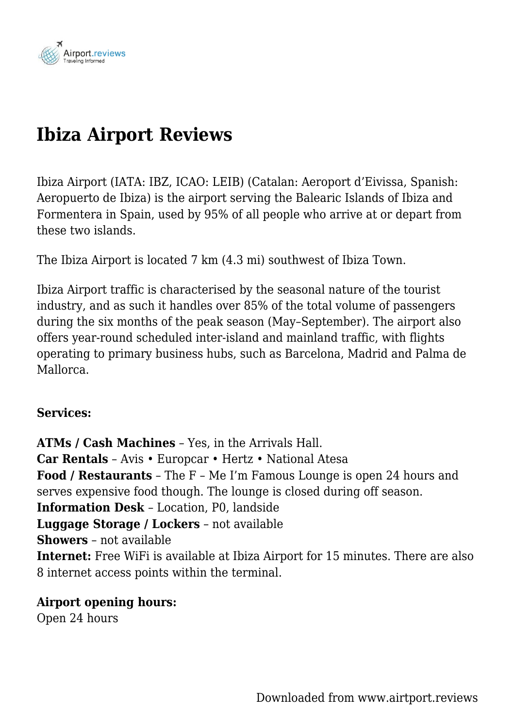# Ibiza Airport Reviews

Ibiza Airport (IATA: IBZ, ICAO: LEIB) (Catalan: Aeroport d'Eivissa, Spanish: Aeropuerto de Ibiza) is the airport serving the Balearic Islands of Ibiza and Formentera in Spain, used by 95% of all people who arrive at or depart from these two islands.

The Ibiza Airport is located 7 km (4.3 mi) southwest of Ibiza Town.

Ibiza Airport traffic is characterised by the seasonal nature of the tourist industry, and as such it handles over 85% of the total volume of passengers during the six months of the peak season (May–September). The airport also offers year-round scheduled inter-island and mainland traffic, with flights operating to primary business hubs, such as Barcelona, Madrid and Palma de Mallorca.

**Services:**

**ATMs / Cash Machines** – Yes, in the Arrivals Hall.
**Car Rentals** – Avis • Europcar • Hertz • National Atesa
**Food / Restaurants** – The F – Me I'm Famous Lounge is open 24 hours and serves expensive food though. The lounge is closed during off season.
**Information Desk** – Location, P0, landside
**Luggage Storage / Lockers** – not available
**Showers** – not available
**Internet:** Free WiFi is available at Ibiza Airport for 15 minutes. There are also 8 internet access points within the terminal.

**Airport opening hours:**
Open 24 hours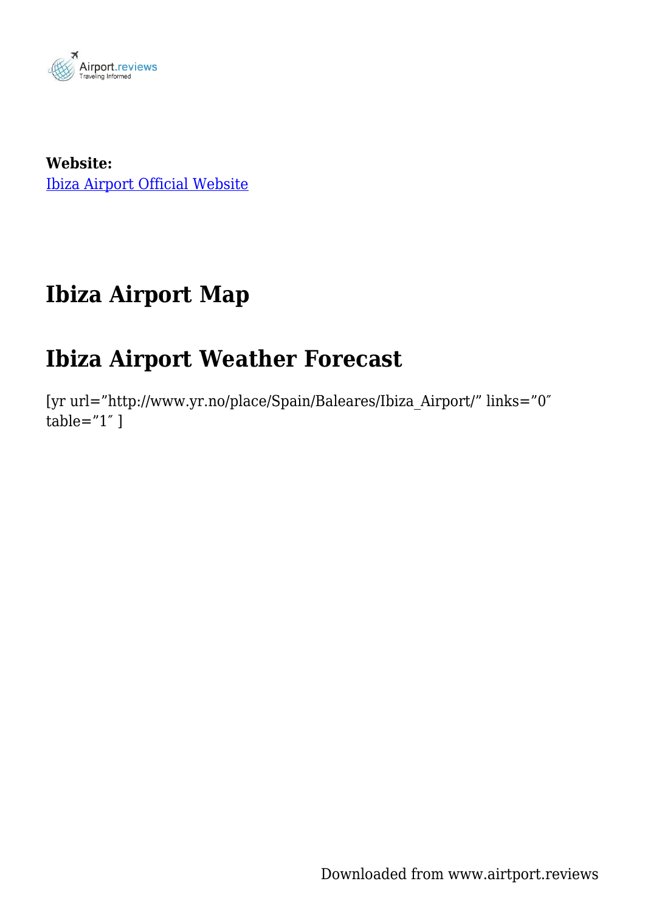**Website:**
[Ibiza Airport Official Website]

## Ibiza Airport Map

## Ibiza Airport Weather Forecast

[yr url="http://www.yr.no/place/Spain/Baleares/Ibiza_Airport/" links="0″ table="1″ ]